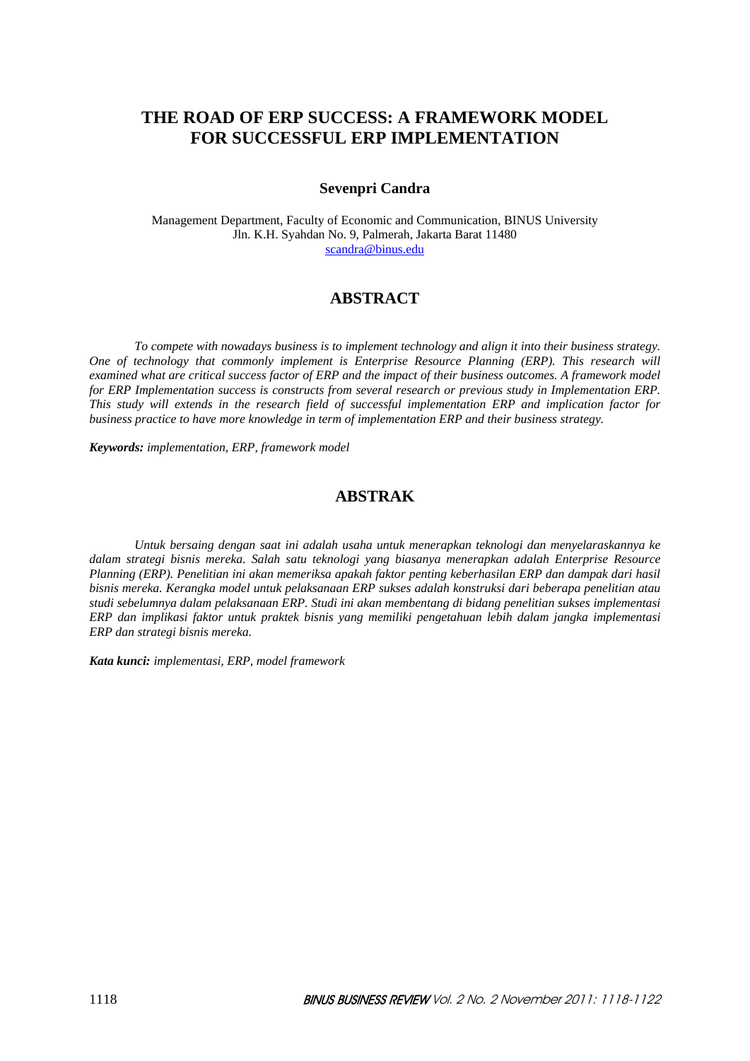# THE ROAD OF ERP SUCCESS: A FRAMEWORK MODEL FOR SUCCESSFUL ERP IMPLEMENTATION

**Sevenpri Candra**

Management Department, Faculty of Economic and Communication, BINUS University
Jln. K.H. Syahdan No. 9, Palmerah, Jakarta Barat 11480
scandra@binus.edu

## ABSTRACT

*To compete with nowadays business is to implement technology and align it into their business strategy. One of technology that commonly implement is Enterprise Resource Planning (ERP). This research will examined what are critical success factor of ERP and the impact of their business outcomes. A framework model for ERP Implementation success is constructs from several research or previous study in Implementation ERP. This study will extends in the research field of successful implementation ERP and implication factor for business practice to have more knowledge in term of implementation ERP and their business strategy.*

***Keywords:*** *implementation, ERP, framework model*

## ABSTRAK

*Untuk bersaing dengan saat ini adalah usaha untuk menerapkan teknologi dan menyelaraskannya ke dalam strategi bisnis mereka. Salah satu teknologi yang biasanya menerapkan adalah Enterprise Resource Planning (ERP). Penelitian ini akan memeriksa apakah faktor penting keberhasilan ERP dan dampak dari hasil bisnis mereka. Kerangka model untuk pelaksanaan ERP sukses adalah konstruksi dari beberapa penelitian atau studi sebelumnya dalam pelaksanaan ERP. Studi ini akan membentang di bidang penelitian sukses implementasi ERP dan implikasi faktor untuk praktek bisnis yang memiliki pengetahuan lebih dalam jangka implementasi ERP dan strategi bisnis mereka.*

***Kata kunci:*** *implementasi, ERP, model framework*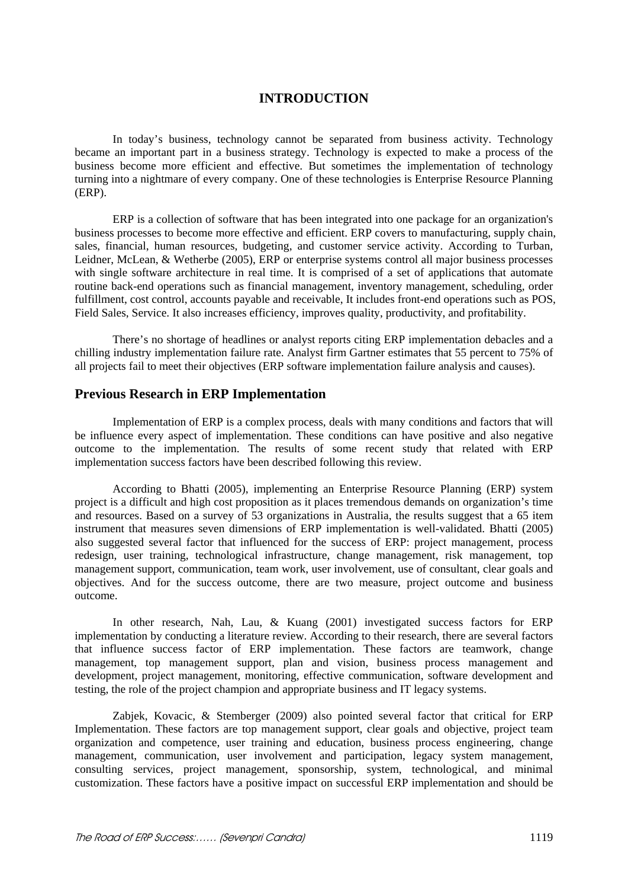# INTRODUCTION

In today's business, technology cannot be separated from business activity. Technology became an important part in a business strategy. Technology is expected to make a process of the business become more efficient and effective. But sometimes the implementation of technology turning into a nightmare of every company. One of these technologies is Enterprise Resource Planning (ERP).

ERP is a collection of software that has been integrated into one package for an organization's business processes to become more effective and efficient. ERP covers to manufacturing, supply chain, sales, financial, human resources, budgeting, and customer service activity. According to Turban, Leidner, McLean, & Wetherbe (2005), ERP or enterprise systems control all major business processes with single software architecture in real time. It is comprised of a set of applications that automate routine back-end operations such as financial management, inventory management, scheduling, order fulfillment, cost control, accounts payable and receivable, It includes front-end operations such as POS, Field Sales, Service. It also increases efficiency, improves quality, productivity, and profitability.

There's no shortage of headlines or analyst reports citing ERP implementation debacles and a chilling industry implementation failure rate. Analyst firm Gartner estimates that 55 percent to 75% of all projects fail to meet their objectives (ERP software implementation failure analysis and causes).

## Previous Research in ERP Implementation

Implementation of ERP is a complex process, deals with many conditions and factors that will be influence every aspect of implementation. These conditions can have positive and also negative outcome to the implementation. The results of some recent study that related with ERP implementation success factors have been described following this review.

According to Bhatti (2005), implementing an Enterprise Resource Planning (ERP) system project is a difficult and high cost proposition as it places tremendous demands on organization's time and resources. Based on a survey of 53 organizations in Australia, the results suggest that a 65 item instrument that measures seven dimensions of ERP implementation is well-validated. Bhatti (2005) also suggested several factor that influenced for the success of ERP: project management, process redesign, user training, technological infrastructure, change management, risk management, top management support, communication, team work, user involvement, use of consultant, clear goals and objectives. And for the success outcome, there are two measure, project outcome and business outcome.

In other research, Nah, Lau, & Kuang (2001) investigated success factors for ERP implementation by conducting a literature review. According to their research, there are several factors that influence success factor of ERP implementation. These factors are teamwork, change management, top management support, plan and vision, business process management and development, project management, monitoring, effective communication, software development and testing, the role of the project champion and appropriate business and IT legacy systems.

Zabjek, Kovacic, & Stemberger (2009) also pointed several factor that critical for ERP Implementation. These factors are top management support, clear goals and objective, project team organization and competence, user training and education, business process engineering, change management, communication, user involvement and participation, legacy system management, consulting services, project management, sponsorship, system, technological, and minimal customization. These factors have a positive impact on successful ERP implementation and should be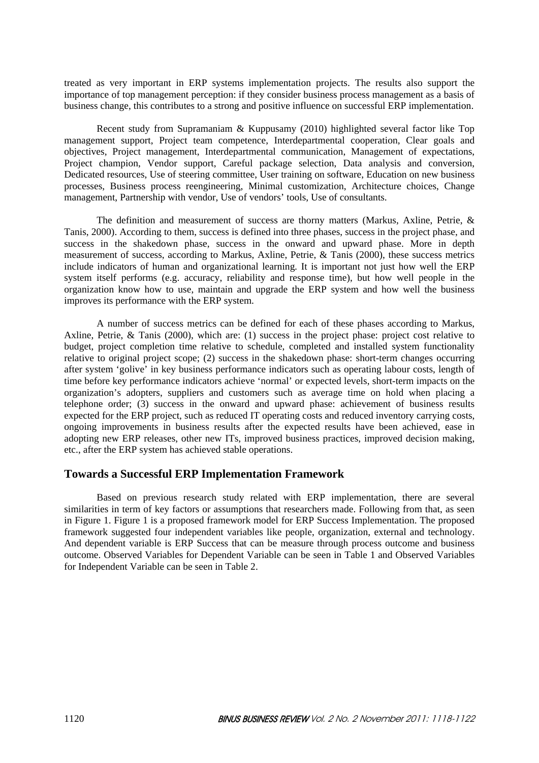treated as very important in ERP systems implementation projects. The results also support the importance of top management perception: if they consider business process management as a basis of business change, this contributes to a strong and positive influence on successful ERP implementation.

Recent study from Supramaniam & Kuppusamy (2010) highlighted several factor like Top management support, Project team competence, Interdepartmental cooperation, Clear goals and objectives, Project management, Interdepartmental communication, Management of expectations, Project champion, Vendor support, Careful package selection, Data analysis and conversion, Dedicated resources, Use of steering committee, User training on software, Education on new business processes, Business process reengineering, Minimal customization, Architecture choices, Change management, Partnership with vendor, Use of vendors' tools, Use of consultants.

The definition and measurement of success are thorny matters (Markus, Axline, Petrie, & Tanis, 2000). According to them, success is defined into three phases, success in the project phase, and success in the shakedown phase, success in the onward and upward phase. More in depth measurement of success, according to Markus, Axline, Petrie, & Tanis (2000), these success metrics include indicators of human and organizational learning. It is important not just how well the ERP system itself performs (e.g. accuracy, reliability and response time), but how well people in the organization know how to use, maintain and upgrade the ERP system and how well the business improves its performance with the ERP system.

A number of success metrics can be defined for each of these phases according to Markus, Axline, Petrie, & Tanis (2000), which are: (1) success in the project phase: project cost relative to budget, project completion time relative to schedule, completed and installed system functionality relative to original project scope; (2) success in the shakedown phase: short-term changes occurring after system 'golive' in key business performance indicators such as operating labour costs, length of time before key performance indicators achieve 'normal' or expected levels, short-term impacts on the organization's adopters, suppliers and customers such as average time on hold when placing a telephone order; (3) success in the onward and upward phase: achievement of business results expected for the ERP project, such as reduced IT operating costs and reduced inventory carrying costs, ongoing improvements in business results after the expected results have been achieved, ease in adopting new ERP releases, other new ITs, improved business practices, improved decision making, etc., after the ERP system has achieved stable operations.

## Towards a Successful ERP Implementation Framework

Based on previous research study related with ERP implementation, there are several similarities in term of key factors or assumptions that researchers made. Following from that, as seen in Figure 1. Figure 1 is a proposed framework model for ERP Success Implementation. The proposed framework suggested four independent variables like people, organization, external and technology. And dependent variable is ERP Success that can be measure through process outcome and business outcome. Observed Variables for Dependent Variable can be seen in Table 1 and Observed Variables for Independent Variable can be seen in Table 2.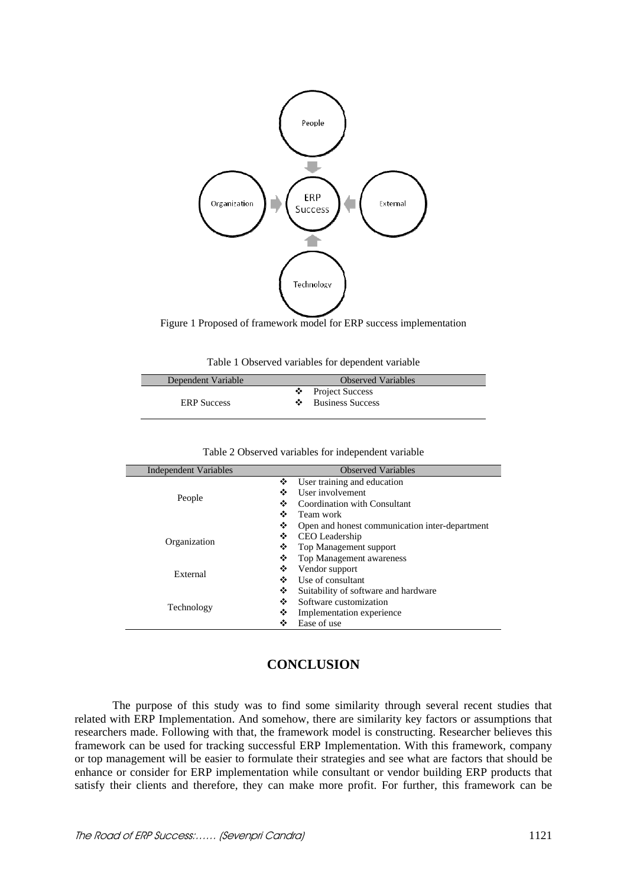Figure 1 Proposed of framework model for ERP success implementation

Table 1 Observed variables for dependent variable

| Dependent Variable | Observed Variables |
|---|---|
| ERP Success | ❖ Project Success<br>❖ Business Success |

Table 2 Observed variables for independent variable

| Independent Variables | Observed Variables |
|---|---|
| People | ❖ User training and education<br>❖ User involvement<br>❖ Coordination with Consultant<br>❖ Team work |
| Organization | ❖ Open and honest communication inter-department<br>❖ CEO Leadership<br>❖ Top Management support<br>❖ Top Management awareness |
| External | ❖ Vendor support<br>❖ Use of consultant |
| Technology | ❖ Suitability of software and hardware<br>❖ Software customization<br>❖ Implementation experience<br>❖ Ease of use |

## CONCLUSION

The purpose of this study was to find some similarity through several recent studies that related with ERP Implementation. And somehow, there are similarity key factors or assumptions that researchers made. Following with that, the framework model is constructing. Researcher believes this framework can be used for tracking successful ERP Implementation. With this framework, company or top management will be easier to formulate their strategies and see what are factors that should be enhance or consider for ERP implementation while consultant or vendor building ERP products that satisfy their clients and therefore, they can make more profit. For further, this framework can be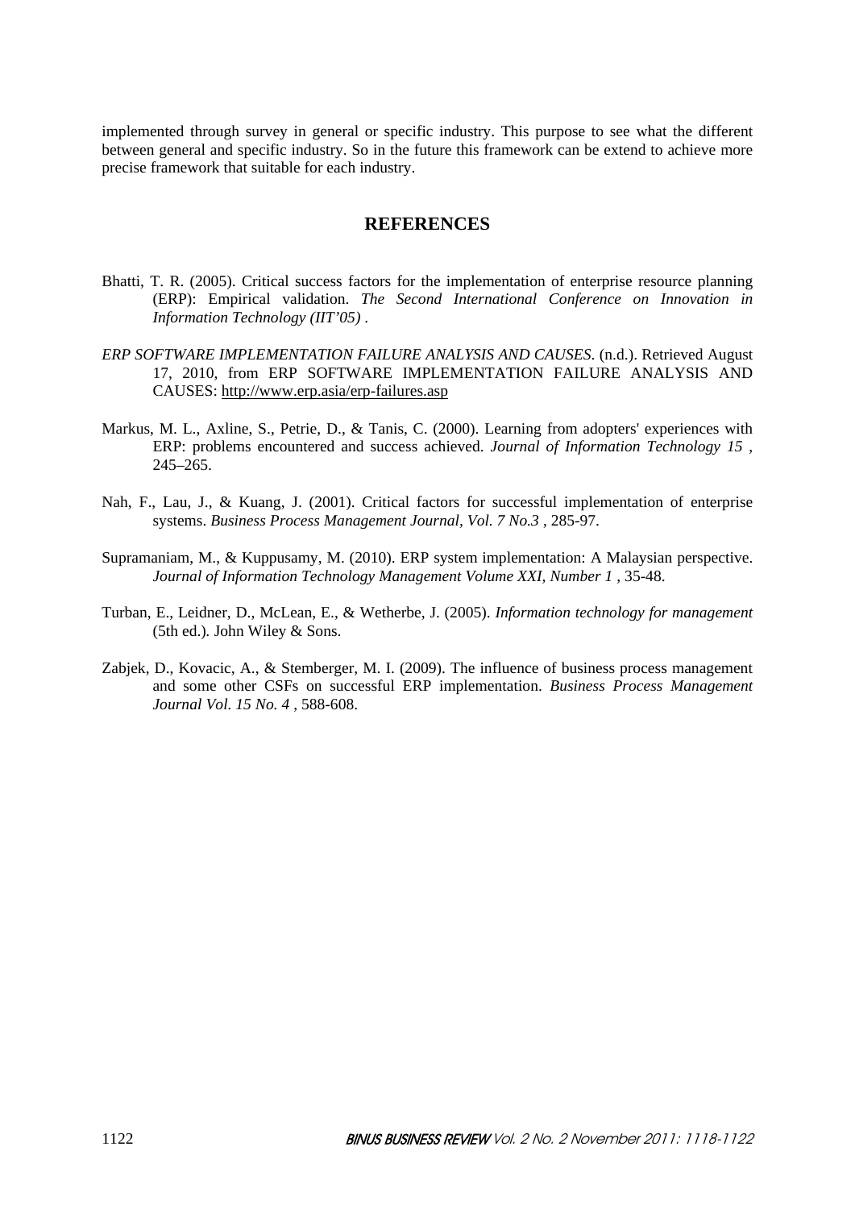implemented through survey in general or specific industry. This purpose to see what the different between general and specific industry. So in the future this framework can be extend to achieve more precise framework that suitable for each industry.

## REFERENCES

Bhatti, T. R. (2005). Critical success factors for the implementation of enterprise resource planning (ERP): Empirical validation. *The Second International Conference on Innovation in Information Technology (IIT'05)* .

*ERP SOFTWARE IMPLEMENTATION FAILURE ANALYSIS AND CAUSES*. (n.d.). Retrieved August 17, 2010, from ERP SOFTWARE IMPLEMENTATION FAILURE ANALYSIS AND CAUSES: http://www.erp.asia/erp-failures.asp

Markus, M. L., Axline, S., Petrie, D., & Tanis, C. (2000). Learning from adopters' experiences with ERP: problems encountered and success achieved. *Journal of Information Technology 15* , 245–265.

Nah, F., Lau, J., & Kuang, J. (2001). Critical factors for successful implementation of enterprise systems. *Business Process Management Journal, Vol. 7 No.3* , 285-97.

Supramaniam, M., & Kuppusamy, M. (2010). ERP system implementation: A Malaysian perspective. *Journal of Information Technology Management Volume XXI, Number 1* , 35-48.

Turban, E., Leidner, D., McLean, E., & Wetherbe, J. (2005). *Information technology for management* (5th ed.)*.* John Wiley & Sons.

Zabjek, D., Kovacic, A., & Stemberger, M. I. (2009). The influence of business process management and some other CSFs on successful ERP implementation. *Business Process Management Journal Vol. 15 No. 4* , 588-608.